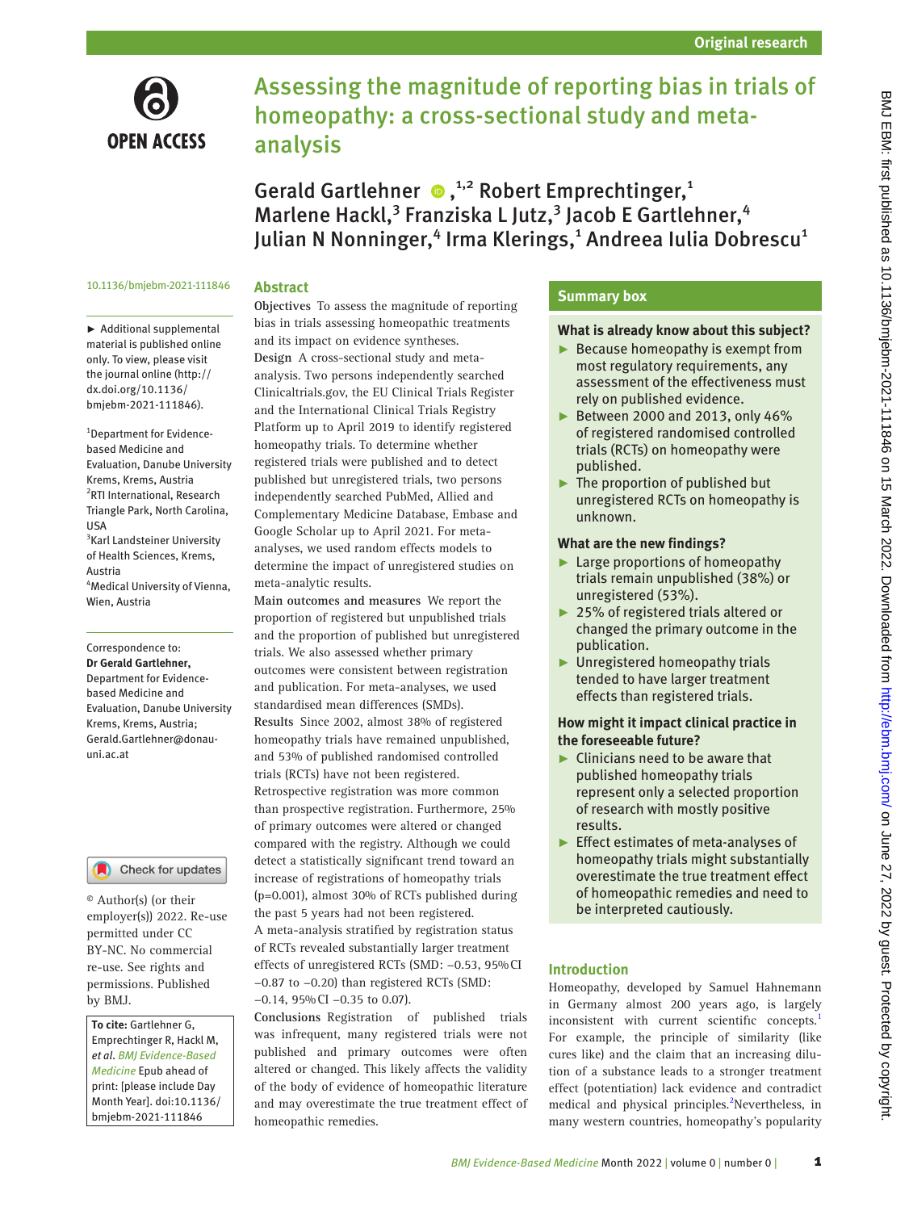Original research

# Assessing the magnitude of reporting bias in trials of homeopathy: a cross-sectional study and meta-analysis

Gerald Gartlehner[1,2] Robert Emprechtinger,[1] Marlene Hackl,[3] Franziska L Jutz,[3] Jacob E Gartlehner,[4] Julian N Nonninger,[4] Irma Klerings,[1] Andreea Iulia Dobrescu[1]

10.1136/bmjebm-2021-111846

► Additional supplemental material is published online only. To view, please visit the journal online (http://dx.doi.org/10.1136/bmjebm-2021-111846).

[1]Department for Evidence-based Medicine and Evaluation, Danube University Krems, Krems, Austria
[2]RTI International, Research Triangle Park, North Carolina, USA
[3]Karl Landsteiner University of Health Sciences, Krems, Austria
[4]Medical University of Vienna, Wien, Austria

Correspondence to: **Dr Gerald Gartlehner,** Department for Evidence-based Medicine and Evaluation, Danube University Krems, Krems, Austria; Gerald.Gartlehner@donau-uni.ac.at

© Author(s) (or their employer(s)) 2022. Re-use permitted under CC BY-NC. No commercial re-use. See rights and permissions. Published by BMJ.

**To cite:** Gartlehner G, Emprechtinger R, Hackl M, *et al. BMJ Evidence-Based Medicine* Epub ahead of print: [please include Day Month Year]. doi:10.1136/bmjebm-2021-111846

## Abstract

**Objectives** To assess the magnitude of reporting bias in trials assessing homeopathic treatments and its impact on evidence syntheses.

**Design** A cross-sectional study and meta-analysis. Two persons independently searched Clinicaltrials.gov, the EU Clinical Trials Register and the International Clinical Trials Registry Platform up to April 2019 to identify registered homeopathy trials. To determine whether registered trials were published and to detect published but unregistered trials, two persons independently searched PubMed, Allied and Complementary Medicine Database, Embase and Google Scholar up to April 2021. For meta-analyses, we used random effects models to determine the impact of unregistered studies on meta-analytic results.

**Main outcomes and measures** We report the proportion of registered but unpublished trials and the proportion of published but unregistered trials. We also assessed whether primary outcomes were consistent between registration and publication. For meta-analyses, we used standardised mean differences (SMDs).

**Results** Since 2002, almost 38% of registered homeopathy trials have remained unpublished, and 53% of published randomised controlled trials (RCTs) have not been registered. Retrospective registration was more common than prospective registration. Furthermore, 25% of primary outcomes were altered or changed compared with the registry. Although we could detect a statistically significant trend toward an increase of registrations of homeopathy trials (p=0.001), almost 30% of RCTs published during the past 5 years had not been registered. A meta-analysis stratified by registration status of RCTs revealed substantially larger treatment effects of unregistered RCTs (SMD: −0.53, 95% CI −0.87 to −0.20) than registered RCTs (SMD: −0.14, 95% CI −0.35 to 0.07).

**Conclusions** Registration of published trials was infrequent, many registered trials were not published and primary outcomes were often altered or changed. This likely affects the validity of the body of evidence of homeopathic literature and may overestimate the true treatment effect of homeopathic remedies.

## Summary box

### What is already know about this subject?

- Because homeopathy is exempt from most regulatory requirements, any assessment of the effectiveness must rely on published evidence.
- Between 2000 and 2013, only 46% of registered randomised controlled trials (RCTs) on homeopathy were published.
- The proportion of published but unregistered RCTs on homeopathy is unknown.

### What are the new findings?

- Large proportions of homeopathy trials remain unpublished (38%) or unregistered (53%).
- 25% of registered trials altered or changed the primary outcome in the publication.
- Unregistered homeopathy trials tended to have larger treatment effects than registered trials.

### How might it impact clinical practice in the foreseeable future?

- Clinicians need to be aware that published homeopathy trials represent only a selected proportion of research with mostly positive results.
- Effect estimates of meta-analyses of homeopathy trials might substantially overestimate the true treatment effect of homeopathic remedies and need to be interpreted cautiously.

## Introduction

Homeopathy, developed by Samuel Hahnemann in Germany almost 200 years ago, is largely inconsistent with current scientific concepts.[1] For example, the principle of similarity (like cures like) and the claim that an increasing dilution of a substance leads to a stronger treatment effect (potentiation) lack evidence and contradict medical and physical principles.[2] Nevertheless, in many western countries, homeopathy's popularity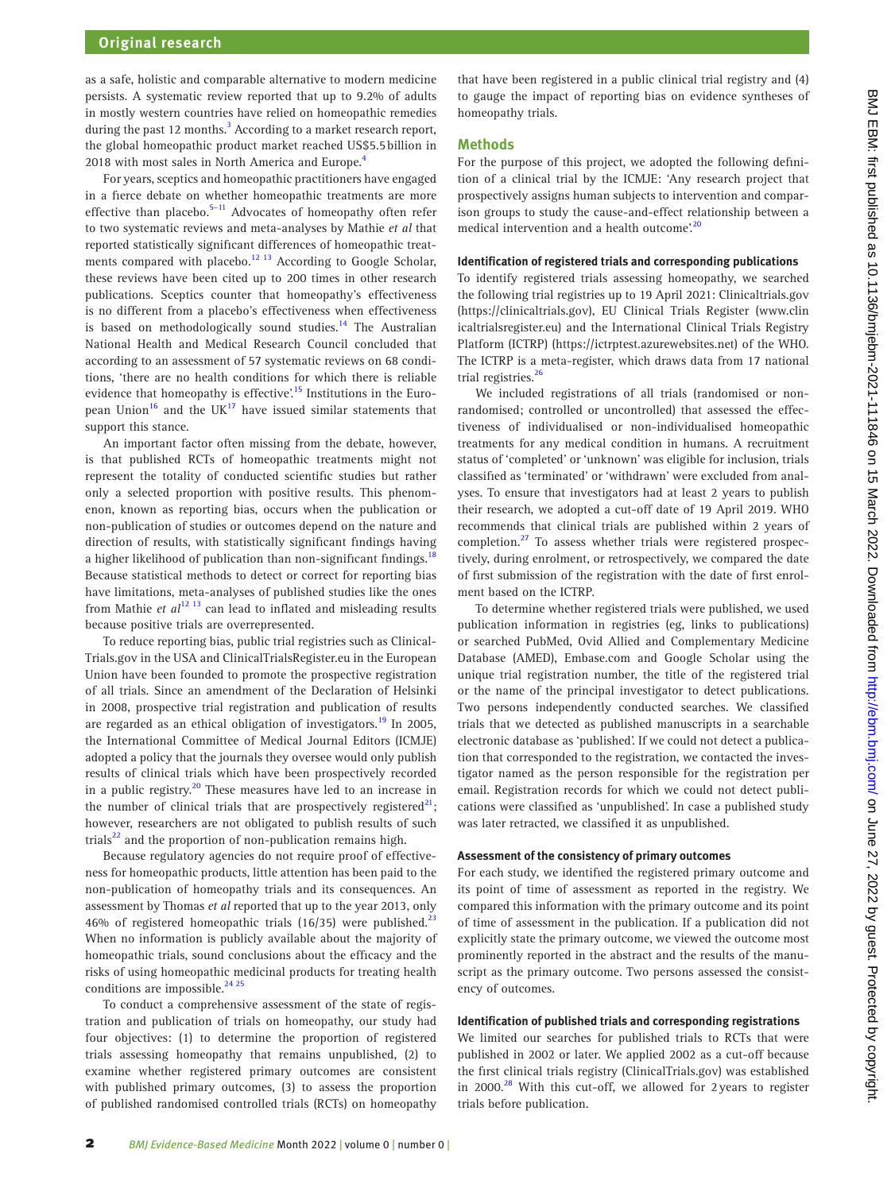as a safe, holistic and comparable alternative to modern medicine persists. A systematic review reported that up to 9.2% of adults in mostly western countries have relied on homeopathic remedies during the past 12 months.[3] According to a market research report, the global homeopathic product market reached US$5.5 billion in 2018 with most sales in North America and Europe.[4]

For years, sceptics and homeopathic practitioners have engaged in a fierce debate on whether homeopathic treatments are more effective than placebo.[5–11] Advocates of homeopathy often refer to two systematic reviews and meta-analyses by Mathie *et al* that reported statistically significant differences of homeopathic treatments compared with placebo.[12 13] According to Google Scholar, these reviews have been cited up to 200 times in other research publications. Sceptics counter that homeopathy's effectiveness is no different from a placebo's effectiveness when effectiveness is based on methodologically sound studies.[14] The Australian National Health and Medical Research Council concluded that according to an assessment of 57 systematic reviews on 68 conditions, 'there are no health conditions for which there is reliable evidence that homeopathy is effective'.[15] Institutions in the European Union[16] and the UK[17] have issued similar statements that support this stance.

An important factor often missing from the debate, however, is that published RCTs of homeopathic treatments might not represent the totality of conducted scientific studies but rather only a selected proportion with positive results. This phenomenon, known as reporting bias, occurs when the publication or non-publication of studies or outcomes depend on the nature and direction of results, with statistically significant findings having a higher likelihood of publication than non-significant findings.[18] Because statistical methods to detect or correct for reporting bias have limitations, meta-analyses of published studies like the ones from Mathie *et al*[12 13] can lead to inflated and misleading results because positive trials are overrepresented.

To reduce reporting bias, public trial registries such as ClinicalTrials.gov in the USA and ClinicalTrialsRegister.eu in the European Union have been founded to promote the prospective registration of all trials. Since an amendment of the Declaration of Helsinki in 2008, prospective trial registration and publication of results are regarded as an ethical obligation of investigators.[19] In 2005, the International Committee of Medical Journal Editors (ICMJE) adopted a policy that the journals they oversee would only publish results of clinical trials which have been prospectively recorded in a public registry.[20] These measures have led to an increase in the number of clinical trials that are prospectively registered[21]; however, researchers are not obligated to publish results of such trials[22] and the proportion of non-publication remains high.

Because regulatory agencies do not require proof of effectiveness for homeopathic products, little attention has been paid to the non-publication of homeopathy trials and its consequences. An assessment by Thomas *et al* reported that up to the year 2013, only 46% of registered homeopathic trials (16/35) were published.[23] When no information is publicly available about the majority of homeopathic trials, sound conclusions about the efficacy and the risks of using homeopathic medicinal products for treating health conditions are impossible.[24 25]

To conduct a comprehensive assessment of the state of registration and publication of trials on homeopathy, our study had four objectives: (1) to determine the proportion of registered trials assessing homeopathy that remains unpublished, (2) to examine whether registered primary outcomes are consistent with published primary outcomes, (3) to assess the proportion of published randomised controlled trials (RCTs) on homeopathy that have been registered in a public clinical trial registry and (4) to gauge the impact of reporting bias on evidence syntheses of homeopathy trials.

## Methods

For the purpose of this project, we adopted the following definition of a clinical trial by the ICMJE: 'Any research project that prospectively assigns human subjects to intervention and comparison groups to study the cause-and-effect relationship between a medical intervention and a health outcome'.[20]

### Identification of registered trials and corresponding publications

To identify registered trials assessing homeopathy, we searched the following trial registries up to 19 April 2021: Clinicaltrials.gov (https://clinicaltrials.gov), EU Clinical Trials Register (www.clinicaltrialsregister.eu) and the International Clinical Trials Registry Platform (ICTRP) (https://ictrptest.azurewebsites.net) of the WHO. The ICTRP is a meta-register, which draws data from 17 national trial registries.[26]

We included registrations of all trials (randomised or non-randomised; controlled or uncontrolled) that assessed the effectiveness of individualised or non-individualised homeopathic treatments for any medical condition in humans. A recruitment status of 'completed' or 'unknown' was eligible for inclusion, trials classified as 'terminated' or 'withdrawn' were excluded from analyses. To ensure that investigators had at least 2 years to publish their research, we adopted a cut-off date of 19 April 2019. WHO recommends that clinical trials are published within 2 years of completion.[27] To assess whether trials were registered prospectively, during enrolment, or retrospectively, we compared the date of first submission of the registration with the date of first enrolment based on the ICTRP.

To determine whether registered trials were published, we used publication information in registries (eg, links to publications) or searched PubMed, Ovid Allied and Complementary Medicine Database (AMED), Embase.com and Google Scholar using the unique trial registration number, the title of the registered trial or the name of the principal investigator to detect publications. Two persons independently conducted searches. We classified trials that we detected as published manuscripts in a searchable electronic database as 'published'. If we could not detect a publication that corresponded to the registration, we contacted the investigator named as the person responsible for the registration per email. Registration records for which we could not detect publications were classified as 'unpublished'. In case a published study was later retracted, we classified it as unpublished.

### Assessment of the consistency of primary outcomes

For each study, we identified the registered primary outcome and its point of time of assessment as reported in the registry. We compared this information with the primary outcome and its point of time of assessment in the publication. If a publication did not explicitly state the primary outcome, we viewed the outcome most prominently reported in the abstract and the results of the manuscript as the primary outcome. Two persons assessed the consistency of outcomes.

### Identification of published trials and corresponding registrations

We limited our searches for published trials to RCTs that were published in 2002 or later. We applied 2002 as a cut-off because the first clinical trials registry (ClinicalTrials.gov) was established in 2000.[28] With this cut-off, we allowed for 2 years to register trials before publication.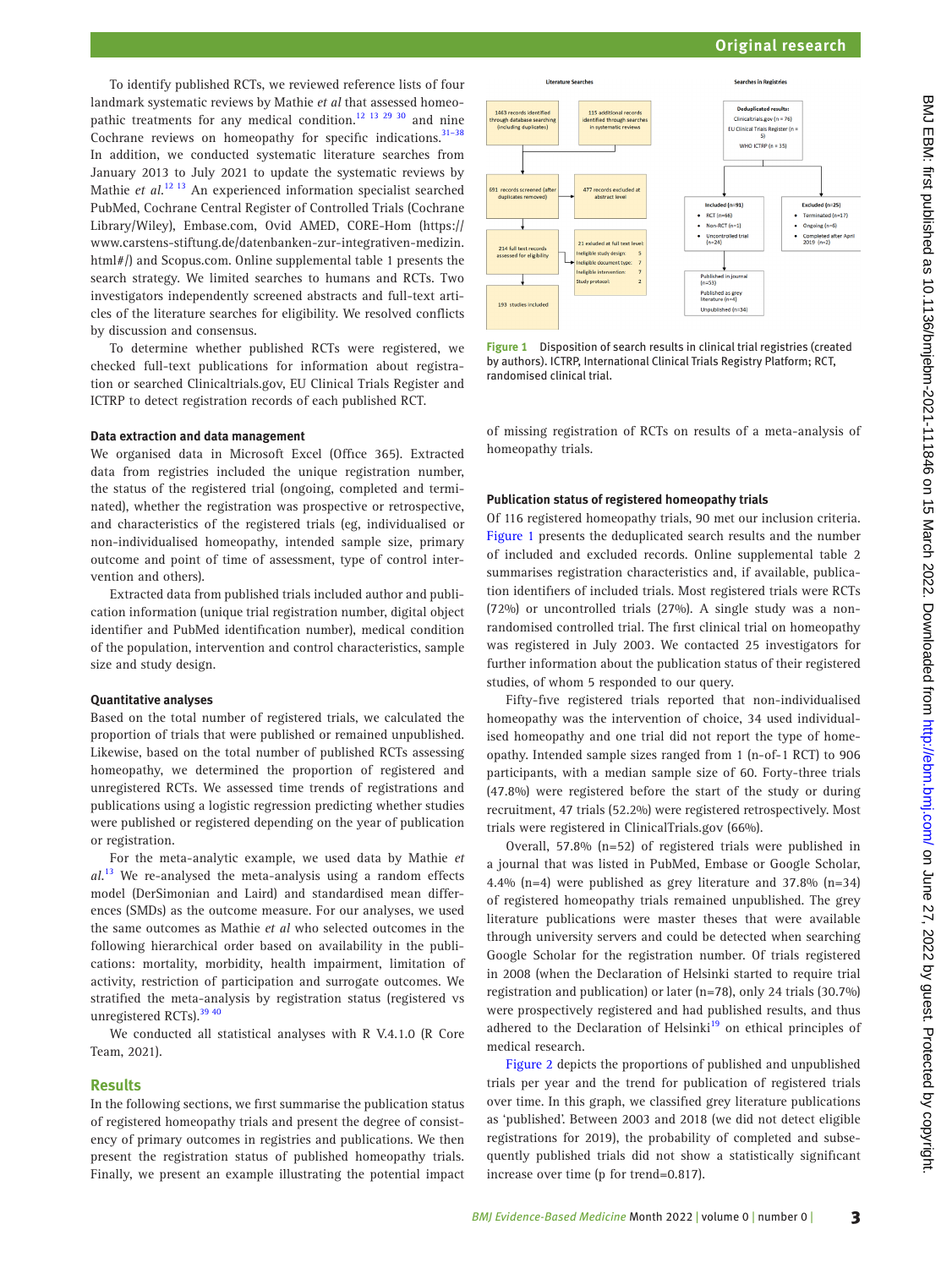To identify published RCTs, we reviewed reference lists of four landmark systematic reviews by Mathie *et al* that assessed homeopathic treatments for any medical condition.[12 13 29 30] and nine Cochrane reviews on homeopathy for specific indications.[31–38] In addition, we conducted systematic literature searches from January 2013 to July 2021 to update the systematic reviews by Mathie *et al*.[12 13] An experienced information specialist searched PubMed, Cochrane Central Register of Controlled Trials (Cochrane Library/Wiley), Embase.com, Ovid AMED, CORE-Hom (https://www.carstens-stiftung.de/datenbanken-zur-integrativen-medizin.html#/) and Scopus.com. Online supplemental table 1 presents the search strategy. We limited searches to humans and RCTs. Two investigators independently screened abstracts and full-text articles of the literature searches for eligibility. We resolved conflicts by discussion and consensus.

To determine whether published RCTs were registered, we checked full-text publications for information about registration or searched Clinicaltrials.gov, EU Clinical Trials Register and ICTRP to detect registration records of each published RCT.

### Data extraction and data management

We organised data in Microsoft Excel (Office 365). Extracted data from registries included the unique registration number, the status of the registered trial (ongoing, completed and terminated), whether the registration was prospective or retrospective, and characteristics of the registered trials (eg, individualised or non-individualised homeopathy, intended sample size, primary outcome and point of time of assessment, type of control intervention and others).

Extracted data from published trials included author and publication information (unique trial registration number, digital object identifier and PubMed identification number), medical condition of the population, intervention and control characteristics, sample size and study design.

### Quantitative analyses

Based on the total number of registered trials, we calculated the proportion of trials that were published or remained unpublished. Likewise, based on the total number of published RCTs assessing homeopathy, we determined the proportion of registered and unregistered RCTs. We assessed time trends of registrations and publications using a logistic regression predicting whether studies were published or registered depending on the year of publication or registration.

For the meta-analytic example, we used data by Mathie *et al*.[13] We re-analysed the meta-analysis using a random effects model (DerSimonian and Laird) and standardised mean differences (SMDs) as the outcome measure. For our analyses, we used the same outcomes as Mathie *et al* who selected outcomes in the following hierarchical order based on availability in the publications: mortality, morbidity, health impairment, limitation of activity, restriction of participation and surrogate outcomes. We stratified the meta-analysis by registration status (registered vs unregistered RCTs).[39 40]

We conducted all statistical analyses with R V.4.1.0 (R Core Team, 2021).

## Results

In the following sections, we first summarise the publication status of registered homeopathy trials and present the degree of consistency of primary outcomes in registries and publications. We then present the registration status of published homeopathy trials. Finally, we present an example illustrating the potential impact of missing registration of RCTs on results of a meta-analysis of homeopathy trials.

**Literature Searches**

- 1463 records identified through database searching (including duplicates)
- 115 additional records identified through searches in systematic reviews
- 691 records screened (after duplicates removed) → 477 records excluded at abstract level
- 214 full text records assessed for eligibility → 21 excluded at full text level: Ineligible study design: 5; Ineligible document type: 7; Ineligible intervention: 7; Study protocol: 2
- 193 studies included

**Searches in Registries**

- Deduplicated results: Clinicaltrials.gov (n = 76); EU Clinical Trials Register (n = 5); WHO ICTRP (n = 35)
- Included (n=91): RCT (n=66); Non-RCT (n=1); Uncontrolled trial (n=24)
  - Published in journal (n=53); Published as grey literature (n=4); Unpublished (n=34)
- Excluded (n=25): Terminated (n=17); Ongoing (n=6); Completed after April 2019 (n=2)

**Figure 1** Disposition of search results in clinical trial registries (created by authors). ICTRP, International Clinical Trials Registry Platform; RCT, randomised clinical trial.

### Publication status of registered homeopathy trials

Of 116 registered homeopathy trials, 90 met our inclusion criteria. Figure 1 presents the deduplicated search results and the number of included and excluded records. Online supplemental table 2 summarises registration characteristics and, if available, publication identifiers of included trials. Most registered trials were RCTs (72%) or uncontrolled trials (27%). A single study was a non-randomised controlled trial. The first clinical trial on homeopathy was registered in July 2003. We contacted 25 investigators for further information about the publication status of their registered studies, of whom 5 responded to our query.

Fifty-five registered trials reported that non-individualised homeopathy was the intervention of choice, 34 used individualised homeopathy and one trial did not report the type of homeopathy. Intended sample sizes ranged from 1 (n-of-1 RCT) to 906 participants, with a median sample size of 60. Forty-three trials (47.8%) were registered before the start of the study or during recruitment, 47 trials (52.2%) were registered retrospectively. Most trials were registered in ClinicalTrials.gov (66%).

Overall, 57.8% (n=52) of registered trials were published in a journal that was listed in PubMed, Embase or Google Scholar, 4.4% (n=4) were published as grey literature and 37.8% (n=34) of registered homeopathy trials remained unpublished. The grey literature publications were master theses that were available through university servers and could be detected when searching Google Scholar for the registration number. Of trials registered in 2008 (when the Declaration of Helsinki started to require trial registration and publication) or later (n=78), only 24 trials (30.7%) were prospectively registered and had published results, and thus adhered to the Declaration of Helsinki[19] on ethical principles of medical research.

Figure 2 depicts the proportions of published and unpublished trials per year and the trend for publication of registered trials over time. In this graph, we classified grey literature publications as 'published'. Between 2003 and 2018 (we did not detect eligible registrations for 2019), the probability of completed and subsequently published trials did not show a statistically significant increase over time (p for trend=0.817).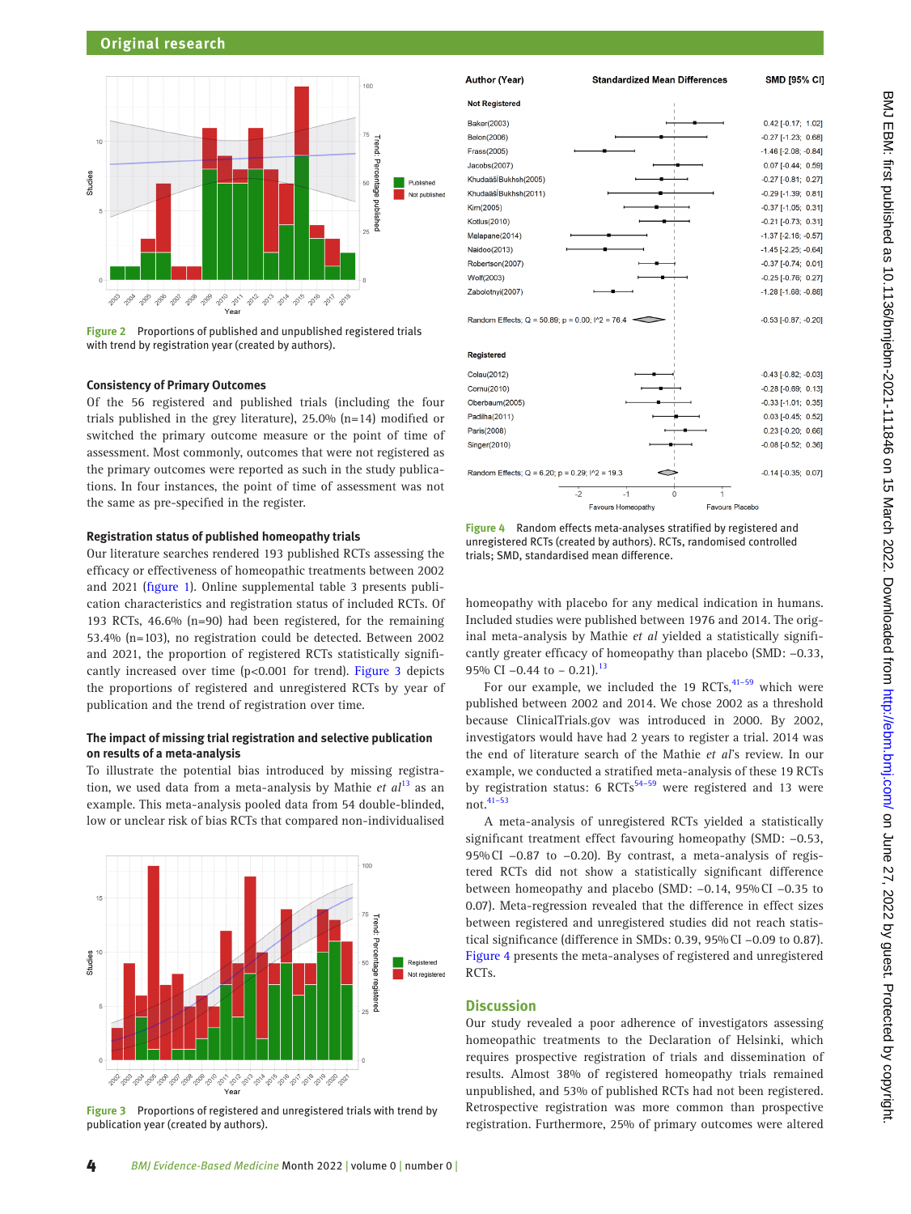Figure 2 Proportions of published and unpublished registered trials with trend by registration year (created by authors).

### Consistency of Primary Outcomes

Of the 56 registered and published trials (including the four trials published in the grey literature), 25.0% (n=14) modified or switched the primary outcome measure or the point of time of assessment. Most commonly, outcomes that were not registered as the primary outcomes were reported as such in the study publications. In four instances, the point of time of assessment was not the same as pre-specified in the register.

### Registration status of published homeopathy trials

Our literature searches rendered 193 published RCTs assessing the efficacy or effectiveness of homeopathic treatments between 2002 and 2021 (figure 1). Online supplemental table 3 presents publication characteristics and registration status of included RCTs. Of 193 RCTs, 46.6% (n=90) had been registered, for the remaining 53.4% (n=103), no registration could be detected. Between 2002 and 2021, the proportion of registered RCTs statistically significantly increased over time (p<0.001 for trend). Figure 3 depicts the proportions of registered and unregistered RCTs by year of publication and the trend of registration over time.

### The impact of missing trial registration and selective publication on results of a meta-analysis

To illustrate the potential bias introduced by missing registration, we used data from a meta-analysis by Mathie *et al*[13] as an example. This meta-analysis pooled data from 54 double-blinded, low or unclear risk of bias RCTs that compared non-individualised homeopathy with placebo for any medical indication in humans. Included studies were published between 1976 and 2014. The original meta-analysis by Mathie *et al* yielded a statistically significantly greater efficacy of homeopathy than placebo (SMD: −0.33, 95% CI −0.44 to − 0.21).[13]

Figure 3 Proportions of registered and unregistered trials with trend by publication year (created by authors).

| Author (Year) | SMD [95% CI] |
|---|---|
| **Not Registered** | |
| Baker(2003) | 0.42 [-0.17; 1.02] |
| Belon(2006) | -0.27 [-1.23; 0.68] |
| Frass(2005) | -1.46 [-2.08; -0.84] |
| Jacobs(2007) | 0.07 [-0.44; 0.59] |
| KhudaääšlBukhsh(2005) | -0.27 [-0.81; 0.27] |
| KhudaääšlBukhsh(2011) | -0.29 [-1.39; 0.81] |
| Kim(2005) | -0.37 [-1.05; 0.31] |
| Kotlus(2010) | -0.21 [-0.73; 0.31] |
| Malapane(2014) | -1.37 [-2.16; -0.57] |
| Naidoo(2013) | -1.45 [-2.25; -0.64] |
| Robertson(2007) | -0.37 [-0.74; 0.01] |
| Wolf(2003) | -0.25 [-0.76; 0.27] |
| Zabolotnyi(2007) | -1.28 [-1.68; -0.88] |
| Random Effects; Q = 50.89; p = 0.00; I^2 = 76.4 | -0.53 [-0.87; -0.20] |
| **Registered** | |
| Colau(2012) | -0.43 [-0.82; -0.03] |
| Cornu(2010) | -0.28 [-0.69; 0.13] |
| Oberbaum(2005) | -0.33 [-1.01; 0.35] |
| Padilha(2011) | 0.03 [-0.45; 0.52] |
| Paris(2008) | 0.23 [-0.20; 0.66] |
| Singer(2010) | -0.08 [-0.52; 0.36] |
| Random Effects; Q = 6.20; p = 0.29; I^2 = 19.3 | -0.14 [-0.35; 0.07] |

Figure 4 Random effects meta-analyses stratified by registered and unregistered RCTs (created by authors). RCTs, randomised controlled trials; SMD, standardised mean difference.

For our example, we included the 19 RCTs,[41–59] which were published between 2002 and 2014. We chose 2002 as a threshold because ClinicalTrials.gov was introduced in 2000. By 2002, investigators would have had 2 years to register a trial. 2014 was the end of literature search of the Mathie *et al*'s review. In our example, we conducted a stratified meta-analysis of these 19 RCTs by registration status: 6 RCTs[54–59] were registered and 13 were not.[41–53]

A meta-analysis of unregistered RCTs yielded a statistically significant treatment effect favouring homeopathy (SMD: −0.53, 95% CI −0.87 to −0.20). By contrast, a meta-analysis of registered RCTs did not show a statistically significant difference between homeopathy and placebo (SMD: −0.14, 95% CI −0.35 to 0.07). Meta-regression revealed that the difference in effect sizes between registered and unregistered studies did not reach statistical significance (difference in SMDs: 0.39, 95% CI −0.09 to 0.87). Figure 4 presents the meta-analyses of registered and unregistered RCTs.

## Discussion

Our study revealed a poor adherence of investigators assessing homeopathic treatments to the Declaration of Helsinki, which requires prospective registration of trials and dissemination of results. Almost 38% of registered homeopathy trials remained unpublished, and 53% of published RCTs had not been registered. Retrospective registration was more common than prospective registration. Furthermore, 25% of primary outcomes were altered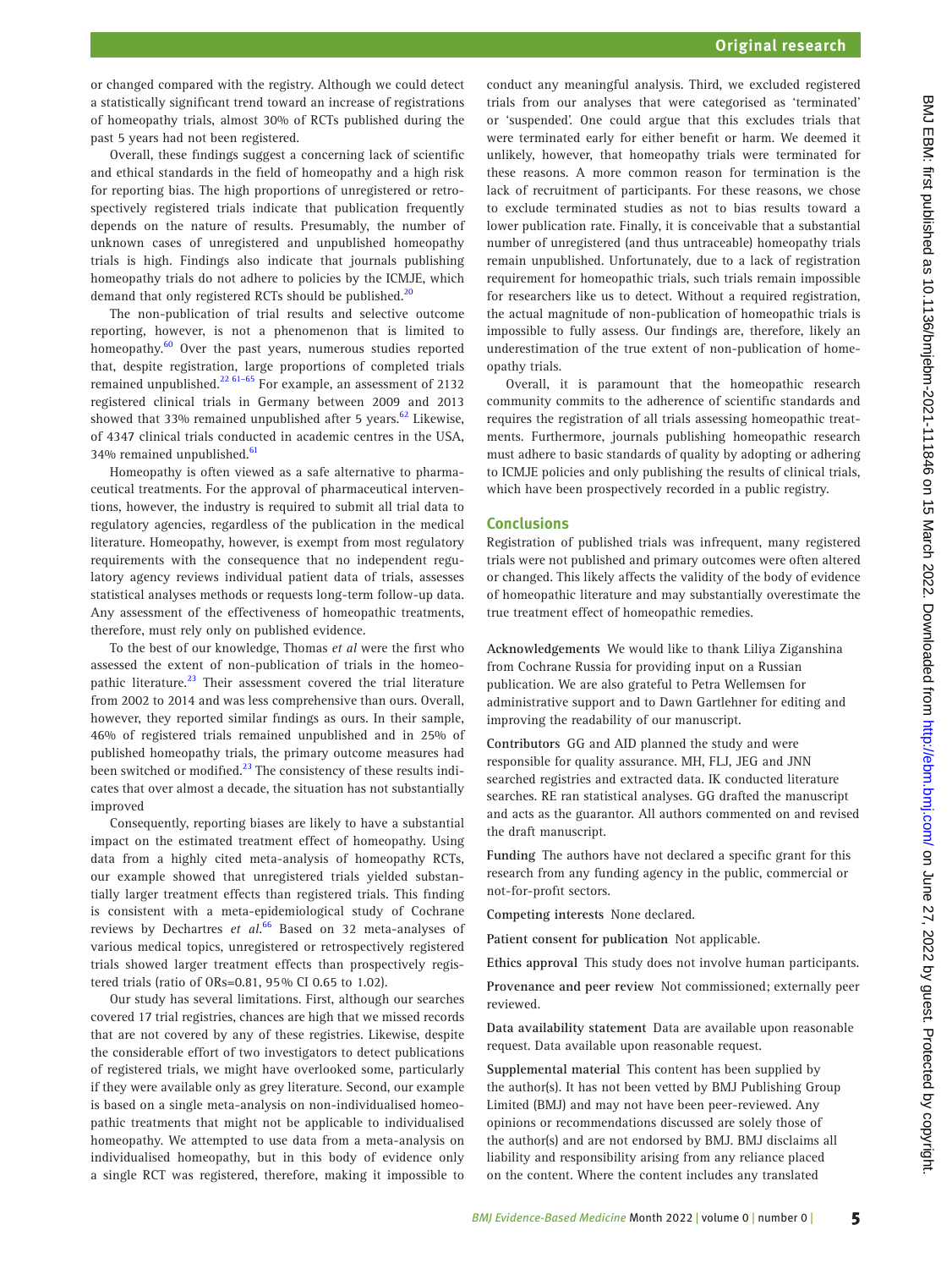or changed compared with the registry. Although we could detect a statistically significant trend toward an increase of registrations of homeopathy trials, almost 30% of RCTs published during the past 5 years had not been registered.

Overall, these findings suggest a concerning lack of scientific and ethical standards in the field of homeopathy and a high risk for reporting bias. The high proportions of unregistered or retrospectively registered trials indicate that publication frequently depends on the nature of results. Presumably, the number of unknown cases of unregistered and unpublished homeopathy trials is high. Findings also indicate that journals publishing homeopathy trials do not adhere to policies by the ICMJE, which demand that only registered RCTs should be published.[20]

The non-publication of trial results and selective outcome reporting, however, is not a phenomenon that is limited to homeopathy.[60] Over the past years, numerous studies reported that, despite registration, large proportions of completed trials remained unpublished.[22 61–65] For example, an assessment of 2132 registered clinical trials in Germany between 2009 and 2013 showed that 33% remained unpublished after 5 years.[62] Likewise, of 4347 clinical trials conducted in academic centres in the USA, 34% remained unpublished.[61]

Homeopathy is often viewed as a safe alternative to pharmaceutical treatments. For the approval of pharmaceutical interventions, however, the industry is required to submit all trial data to regulatory agencies, regardless of the publication in the medical literature. Homeopathy, however, is exempt from most regulatory requirements with the consequence that no independent regulatory agency reviews individual patient data of trials, assesses statistical analyses methods or requests long-term follow-up data. Any assessment of the effectiveness of homeopathic treatments, therefore, must rely only on published evidence.

To the best of our knowledge, Thomas *et al* were the first who assessed the extent of non-publication of trials in the homeopathic literature.[23] Their assessment covered the trial literature from 2002 to 2014 and was less comprehensive than ours. Overall, however, they reported similar findings as ours. In their sample, 46% of registered trials remained unpublished and in 25% of published homeopathy trials, the primary outcome measures had been switched or modified.[23] The consistency of these results indicates that over almost a decade, the situation has not substantially improved

Consequently, reporting biases are likely to have a substantial impact on the estimated treatment effect of homeopathy. Using data from a highly cited meta-analysis of homeopathy RCTs, our example showed that unregistered trials yielded substantially larger treatment effects than registered trials. This finding is consistent with a meta-epidemiological study of Cochrane reviews by Dechartres *et al*.[66] Based on 32 meta-analyses of various medical topics, unregistered or retrospectively registered trials showed larger treatment effects than prospectively registered trials (ratio of ORs=0.81, 95% CI 0.65 to 1.02).

Our study has several limitations. First, although our searches covered 17 trial registries, chances are high that we missed records that are not covered by any of these registries. Likewise, despite the considerable effort of two investigators to detect publications of registered trials, we might have overlooked some, particularly if they were available only as grey literature. Second, our example is based on a single meta-analysis on non-individualised homeopathic treatments that might not be applicable to individualised homeopathy. We attempted to use data from a meta-analysis on individualised homeopathy, but in this body of evidence only a single RCT was registered, therefore, making it impossible to conduct any meaningful analysis. Third, we excluded registered trials from our analyses that were categorised as 'terminated' or 'suspended'. One could argue that this excludes trials that were terminated early for either benefit or harm. We deemed it unlikely, however, that homeopathy trials were terminated for these reasons. A more common reason for termination is the lack of recruitment of participants. For these reasons, we chose to exclude terminated studies as not to bias results toward a lower publication rate. Finally, it is conceivable that a substantial number of unregistered (and thus untraceable) homeopathy trials remain unpublished. Unfortunately, due to a lack of registration requirement for homeopathic trials, such trials remain impossible for researchers like us to detect. Without a required registration, the actual magnitude of non-publication of homeopathic trials is impossible to fully assess. Our findings are, therefore, likely an underestimation of the true extent of non-publication of homeopathy trials.

Overall, it is paramount that the homeopathic research community commits to the adherence of scientific standards and requires the registration of all trials assessing homeopathic treatments. Furthermore, journals publishing homeopathic research must adhere to basic standards of quality by adopting or adhering to ICMJE policies and only publishing the results of clinical trials, which have been prospectively recorded in a public registry.

## Conclusions

Registration of published trials was infrequent, many registered trials were not published and primary outcomes were often altered or changed. This likely affects the validity of the body of evidence of homeopathic literature and may substantially overestimate the true treatment effect of homeopathic remedies.

**Acknowledgements** We would like to thank Liliya Ziganshina from Cochrane Russia for providing input on a Russian publication. We are also grateful to Petra Wellemsen for administrative support and to Dawn Gartlehner for editing and improving the readability of our manuscript.

**Contributors** GG and AID planned the study and were responsible for quality assurance. MH, FLJ, JEG and JNN searched registries and extracted data. IK conducted literature searches. RE ran statistical analyses. GG drafted the manuscript and acts as the guarantor. All authors commented on and revised the draft manuscript.

**Funding** The authors have not declared a specific grant for this research from any funding agency in the public, commercial or not-for-profit sectors.

**Competing interests** None declared.

**Patient consent for publication** Not applicable.

**Ethics approval** This study does not involve human participants.

**Provenance and peer review** Not commissioned; externally peer reviewed.

**Data availability statement** Data are available upon reasonable request. Data available upon reasonable request.

**Supplemental material** This content has been supplied by the author(s). It has not been vetted by BMJ Publishing Group Limited (BMJ) and may not have been peer-reviewed. Any opinions or recommendations discussed are solely those of the author(s) and are not endorsed by BMJ. BMJ disclaims all liability and responsibility arising from any reliance placed on the content. Where the content includes any translated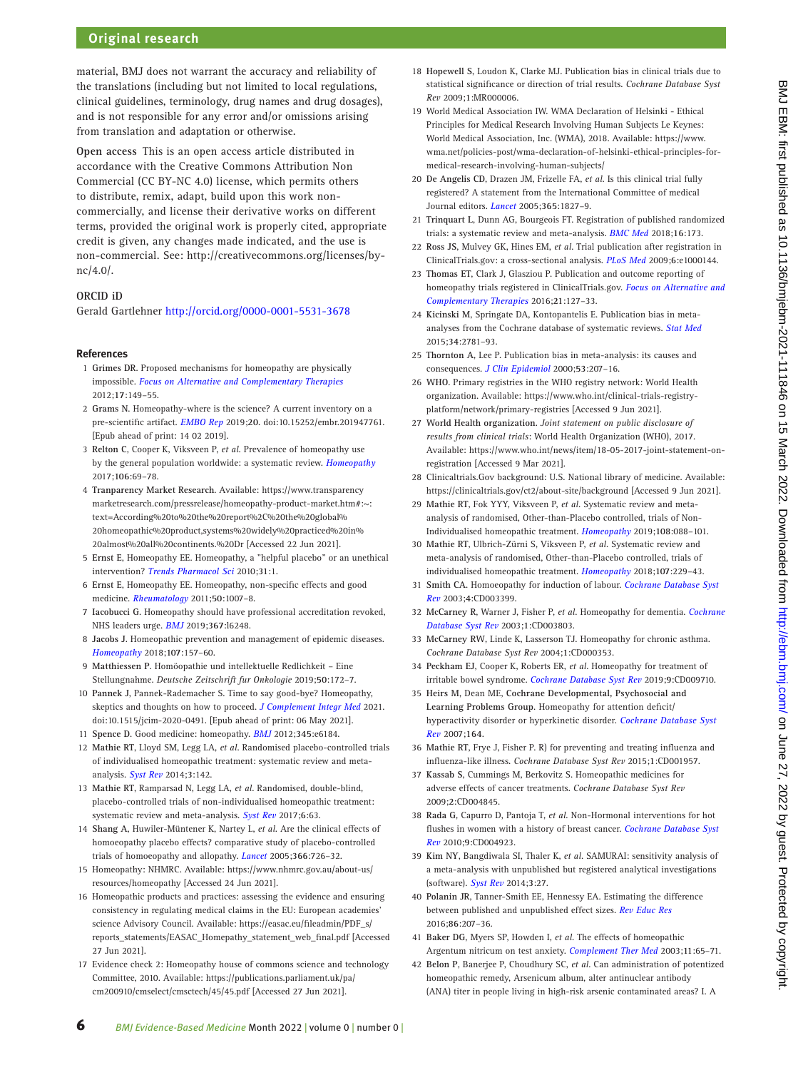material, BMJ does not warrant the accuracy and reliability of the translations (including but not limited to local regulations, clinical guidelines, terminology, drug names and drug dosages), and is not responsible for any error and/or omissions arising from translation and adaptation or otherwise.

**Open access** This is an open access article distributed in accordance with the Creative Commons Attribution Non Commercial (CC BY-NC 4.0) license, which permits others to distribute, remix, adapt, build upon this work non-commercially, and license their derivative works on different terms, provided the original work is properly cited, appropriate credit is given, any changes made indicated, and the use is non-commercial. See: http://creativecommons.org/licenses/by-nc/4.0/.

### ORCID iD

Gerald Gartlehner http://orcid.org/0000-0001-5531-3678

## References

1. **Grimes DR**. Proposed mechanisms for homeopathy are physically impossible. *Focus on Alternative and Complementary Therapies* 2012;**17**:149–55.
2. **Grams N**. Homeopathy-where is the science? A current inventory on a pre-scientific artifact. *EMBO Rep* 2019;**20**. doi:10.15252/embr.201947761. [Epub ahead of print: 14 02 2019].
3. **Relton C**, Cooper K, Viksveen P, *et al*. Prevalence of homeopathy use by the general population worldwide: a systematic review. *Homeopathy* 2017;**106**:69–78.
4. **Tranparency Market Research**. Available: https://www.transparencymarketresearch.com/pressrelease/homeopathy-product-market.htm#:~:text=According%20to%20the%20report%2C%20the%20global%20homeopathic%20product,systems%20widely%20practiced%20in%20almost%20all%20continents.%20Dr [Accessed 22 Jun 2021].
5. **Ernst E**, Homeopathy EE. Homeopathy, a "helpful placebo" or an unethical intervention? *Trends Pharmacol Sci* 2010;**31**:1.
6. **Ernst E**, Homeopathy EE. Homeopathy, non-specific effects and good medicine. *Rheumatology* 2011;**50**:1007–8.
7. **Iacobucci G**. Homeopathy should have professional accreditation revoked, NHS leaders urge. *BMJ* 2019;**367**:l6248.
8. **Jacobs J**. Homeopathic prevention and management of epidemic diseases. *Homeopathy* 2018;**107**:157–60.
9. **Matthiessen P**. Homöopathie und intellektuelle Redlichkeit – Eine Stellungnahme. *Deutsche Zeitschrift fur Onkologie* 2019;**50**:172–7.
10. **Pannek J**, Pannek-Rademacher S. Time to say good-bye? Homeopathy, skeptics and thoughts on how to proceed. *J Complement Integr Med* 2021. doi:10.1515/jcim-2020-0491. [Epub ahead of print: 06 May 2021].
11. **Spence D**. Good medicine: homeopathy. *BMJ* 2012;**345**:e6184.
12. **Mathie RT**, Lloyd SM, Legg LA, *et al*. Randomised placebo-controlled trials of individualised homeopathic treatment: systematic review and meta-analysis. *Syst Rev* 2014;**3**:142.
13. **Mathie RT**, Ramparsad N, Legg LA, *et al*. Randomised, double-blind, placebo-controlled trials of non-individualised homeopathic treatment: systematic review and meta-analysis. *Syst Rev* 2017;**6**:63.
14. **Shang A**, Huwiler-Müntener K, Nartey L, *et al*. Are the clinical effects of homoeopathy placebo effects? comparative study of placebo-controlled trials of homoeopathy and allopathy. *Lancet* 2005;**366**:726–32.
15. **Homeopathy: NHMRC**. Available: https://www.nhmrc.gov.au/about-us/resources/homeopathy [Accessed 24 Jun 2021].
16. **Homeopathic products and practices: assessing the evidence and ensuring consistency in regulating medical claims in the EU: European academies' science Advisory Council**. Available: https://easac.eu/fileadmin/PDF_s/reports_statements/EASAC_Homepathy_statement_web_final.pdf [Accessed 27 Jun 2021].
17. **Evidence check 2: Homeopathy house of commons science and technology Committee**, 2010. Available: https://publications.parliament.uk/pa/cm200910/cmselect/cmsctech/45/45.pdf [Accessed 27 Jun 2021].
18. **Hopewell S**, Loudon K, Clarke MJ. Publication bias in clinical trials due to statistical significance or direction of trial results. *Cochrane Database Syst Rev* 2009;1:MR000006.
19. **World Medical Association IW**. WMA Declaration of Helsinki - Ethical Principles for Medical Research Involving Human Subjects Le Keynes: World Medical Association, Inc. (WMA), 2018. Available: https://www.wma.net/policies-post/wma-declaration-of-helsinki-ethical-principles-for-medical-research-involving-human-subjects/
20. **De Angelis CD**, Drazen JM, Frizelle FA, *et al*. Is this clinical trial fully registered? A statement from the International Committee of medical Journal editors. *Lancet* 2005;**365**:1827–9.
21. **Trinquart L**, Dunn AG, Bourgeois FT. Registration of published randomized trials: a systematic review and meta-analysis. *BMC Med* 2018;**16**:173.
22. **Ross JS**, Mulvey GK, Hines EM, *et al*. Trial publication after registration in ClinicalTrials.gov: a cross-sectional analysis. *PLoS Med* 2009;**6**:e1000144.
23. **Thomas ET**, Clark J, Glasziou P. Publication and outcome reporting of homeopathy trials registered in ClinicalTrials.gov. *Focus on Alternative and Complementary Therapies* 2016;**21**:127–33.
24. **Kicinski M**, Springate DA, Kontopantelis E. Publication bias in meta-analyses from the Cochrane database of systematic reviews. *Stat Med* 2015;**34**:2781–93.
25. **Thornton A**, Lee P. Publication bias in meta-analysis: its causes and consequences. *J Clin Epidemiol* 2000;**53**:207–16.
26. **WHO**. Primary registries in the WHO registry network: World Health organization. Available: https://www.who.int/clinical-trials-registry-platform/network/primary-registries [Accessed 9 Jun 2021].
27. **World Health organization**. *Joint statement on public disclosure of results from clinical trials*: World Health Organization (WHO), 2017. Available: https://www.who.int/news/item/18-05-2017-joint-statement-on-registration [Accessed 9 Mar 2021].
28. Clinicaltrials.Gov background: U.S. National library of medicine. Available: https://clinicaltrials.gov/ct2/about-site/background [Accessed 9 Jun 2021].
29. **Mathie RT**, Fok YYY, Viksveen P, *et al*. Systematic review and meta-analysis of randomised, Other-than-Placebo controlled, trials of Non-Individualised homeopathic treatment. *Homeopathy* 2019;**108**:088–101.
30. **Mathie RT**, Ulbrich-Zürni S, Viksveen P, *et al*. Systematic review and meta-analysis of randomised, Other-than-Placebo controlled, trials of individualised homeopathic treatment. *Homeopathy* 2018;**107**:229–43.
31. **Smith CA**. Homoeopathy for induction of labour. *Cochrane Database Syst Rev* 2003;**4**:CD003399.
32. **McCarney R**, Warner J, Fisher P, *et al*. Homeopathy for dementia. *Cochrane Database Syst Rev* 2003;**1**:CD003803.
33. **McCarney RW**, Linde K, Lasserson TJ. Homeopathy for chronic asthma. *Cochrane Database Syst Rev* 2004;**1**:CD000353.
34. **Peckham EJ**, Cooper K, Roberts ER, *et al*. Homeopathy for treatment of irritable bowel syndrome. *Cochrane Database Syst Rev* 2019;**9**:CD009710.
35. **Heirs M**, Dean ME, **Cochrane Developmental, Psychosocial and Learning Problems Group**. Homeopathy for attention deficit/hyperactivity disorder or hyperkinetic disorder. *Cochrane Database Syst Rev* 2007;**164**.
36. **Mathie RT**, Frye J, Fisher P. R) for preventing and treating influenza and influenza-like illness. *Cochrane Database Syst Rev* 2015;**1**:CD001957.
37. **Kassab S**, Cummings M, Berkovitz S. Homeopathic medicines for adverse effects of cancer treatments. *Cochrane Database Syst Rev* 2009;**2**:CD004845.
38. **Rada G**, Capurro D, Pantoja T, *et al*. Non-Hormonal interventions for hot flushes in women with a history of breast cancer. *Cochrane Database Syst Rev* 2010;**9**:CD004923.
39. **Kim NY**, Bangdiwala SI, Thaler K, *et al*. SAMURAI: sensitivity analysis of a meta-analysis with unpublished but registered analytical investigations (software). *Syst Rev* 2014;**3**:27.
40. **Polanin JR**, Tanner-Smith EE, Hennessy EA. Estimating the difference between published and unpublished effect sizes. *Rev Educ Res* 2016;**86**:207–36.
41. **Baker DG**, Myers SP, Howden I, *et al*. The effects of homeopathic Argentum nitricum on test anxiety. *Complement Ther Med* 2003;**11**:65–71.
42. **Belon P**, Banerjee P, Choudhury SC, *et al*. Can administration of potentized homeopathic remedy, Arsenicum album, alter antinuclear antibody (ANA) titer in people living in high-risk arsenic contaminated areas? I. A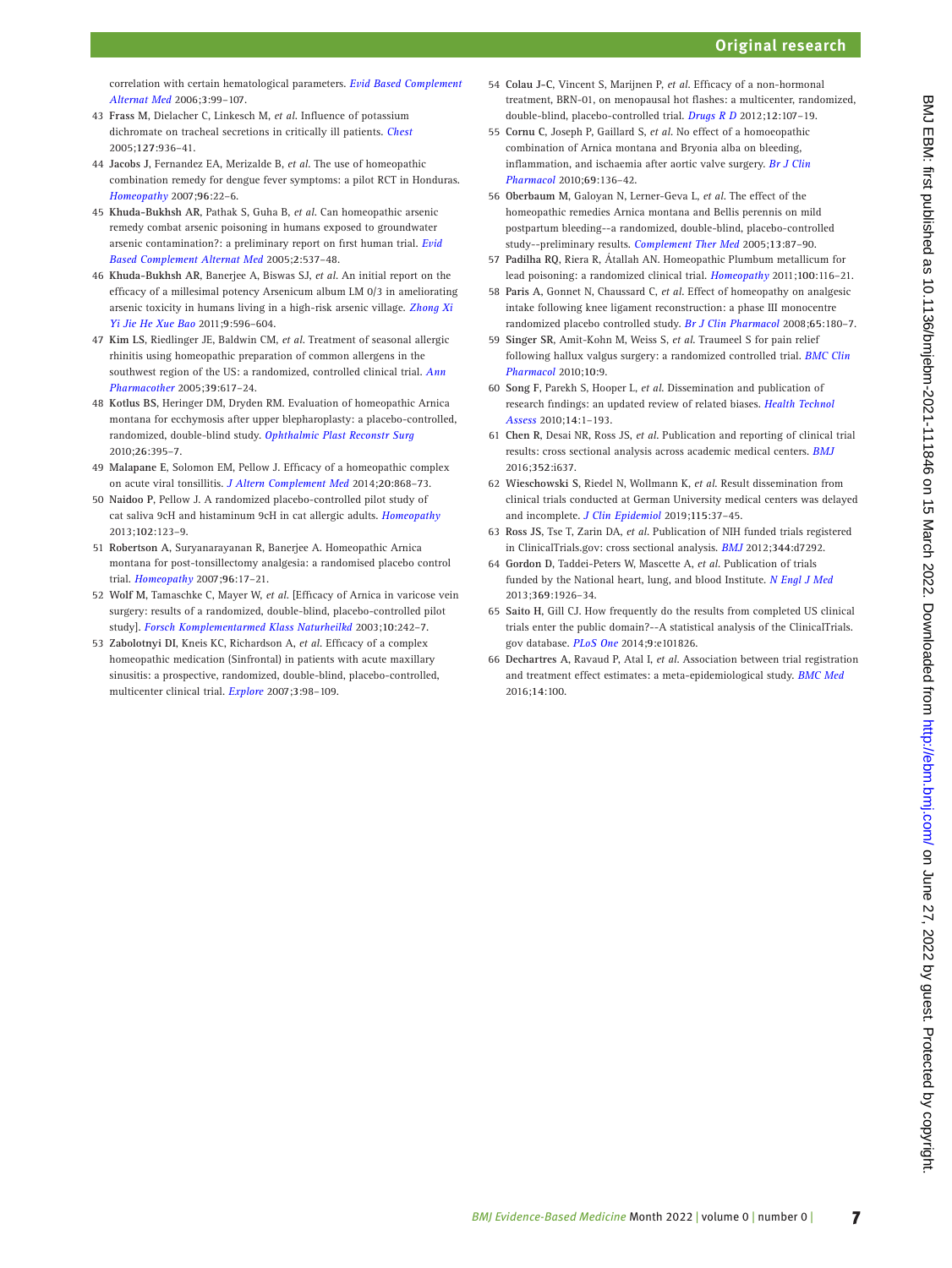correlation with certain hematological parameters. *Evid Based Complement Alternat Med* 2006;3:99–107.

43 Frass M, Dielacher C, Linkesch M, *et al*. Influence of potassium dichromate on tracheal secretions in critically ill patients. *Chest* 2005;**127**:936–41.

44 Jacobs J, Fernandez EA, Merizalde B, *et al*. The use of homeopathic combination remedy for dengue fever symptoms: a pilot RCT in Honduras. *Homeopathy* 2007;**96**:22–6.

45 Khuda-Bukhsh AR, Pathak S, Guha B, *et al*. Can homeopathic arsenic remedy combat arsenic poisoning in humans exposed to groundwater arsenic contamination?: a preliminary report on first human trial. *Evid Based Complement Alternat Med* 2005;**2**:537–48.

46 Khuda-Bukhsh AR, Banerjee A, Biswas SJ, *et al*. An initial report on the efficacy of a millesimal potency Arsenicum album LM 0/3 in ameliorating arsenic toxicity in humans living in a high-risk arsenic village. *Zhong Xi Yi Jie He Xue Bao* 2011;**9**:596–604.

47 Kim LS, Riedlinger JE, Baldwin CM, *et al*. Treatment of seasonal allergic rhinitis using homeopathic preparation of common allergens in the southwest region of the US: a randomized, controlled clinical trial. *Ann Pharmacother* 2005;**39**:617–24.

48 Kotlus BS, Heringer DM, Dryden RM. Evaluation of homeopathic Arnica montana for ecchymosis after upper blepharoplasty: a placebo-controlled, randomized, double-blind study. *Ophthalmic Plast Reconstr Surg* 2010;**26**:395–7.

49 Malapane E, Solomon EM, Pellow J. Efficacy of a homeopathic complex on acute viral tonsillitis. *J Altern Complement Med* 2014;**20**:868–73.

50 Naidoo P, Pellow J. A randomized placebo-controlled pilot study of cat saliva 9cH and histaminum 9cH in cat allergic adults. *Homeopathy* 2013;**102**:123–9.

51 Robertson A, Suryanarayanan R, Banerjee A. Homeopathic Arnica montana for post-tonsillectomy analgesia: a randomised placebo control trial. *Homeopathy* 2007;**96**:17–21.

52 Wolf M, Tamaschke C, Mayer W, *et al*. [Efficacy of Arnica in varicose vein surgery: results of a randomized, double-blind, placebo-controlled pilot study]. *Forsch Komplementarmed Klass Naturheilkd* 2003;**10**:242–7.

53 Zabolotnyi DI, Kneis KC, Richardson A, *et al*. Efficacy of a complex homeopathic medication (Sinfrontal) in patients with acute maxillary sinusitis: a prospective, randomized, double-blind, placebo-controlled, multicenter clinical trial. *Explore* 2007;**3**:98–109.

54 Colau J-C, Vincent S, Marijnen P, *et al*. Efficacy of a non-hormonal treatment, BRN-01, on menopausal hot flashes: a multicenter, randomized, double-blind, placebo-controlled trial. *Drugs R D* 2012;**12**:107–19.

55 Cornu C, Joseph P, Gaillard S, *et al*. No effect of a homoeopathic combination of Arnica montana and Bryonia alba on bleeding, inflammation, and ischaemia after aortic valve surgery. *Br J Clin Pharmacol* 2010;**69**:136–42.

56 Oberbaum M, Galoyan N, Lerner-Geva L, *et al*. The effect of the homeopathic remedies Arnica montana and Bellis perennis on mild postpartum bleeding--a randomized, double-blind, placebo-controlled study--preliminary results. *Complement Ther Med* 2005;**13**:87–90.

57 Padilha RQ, Riera R, Átallah AN. Homeopathic Plumbum metallicum for lead poisoning: a randomized clinical trial. *Homeopathy* 2011;**100**:116–21.

58 Paris A, Gonnet N, Chaussard C, *et al*. Effect of homeopathy on analgesic intake following knee ligament reconstruction: a phase III monocentre randomized placebo controlled study. *Br J Clin Pharmacol* 2008;**65**:180–7.

59 Singer SR, Amit-Kohn M, Weiss S, *et al*. Traumeel S for pain relief following hallux valgus surgery: a randomized controlled trial. *BMC Clin Pharmacol* 2010;**10**:9.

60 Song F, Parekh S, Hooper L, *et al*. Dissemination and publication of research findings: an updated review of related biases. *Health Technol Assess* 2010;**14**:1–193.

61 Chen R, Desai NR, Ross JS, *et al*. Publication and reporting of clinical trial results: cross sectional analysis across academic medical centers. *BMJ* 2016;**352**:i637.

62 Wieschowski S, Riedel N, Wollmann K, *et al*. Result dissemination from clinical trials conducted at German University medical centers was delayed and incomplete. *J Clin Epidemiol* 2019;**115**:37–45.

63 Ross JS, Tse T, Zarin DA, *et al*. Publication of NIH funded trials registered in ClinicalTrials.gov: cross sectional analysis. *BMJ* 2012;**344**:d7292.

64 Gordon D, Taddei-Peters W, Mascette A, *et al*. Publication of trials funded by the National heart, lung, and blood Institute. *N Engl J Med* 2013;**369**:1926–34.

65 Saito H, Gill CJ. How frequently do the results from completed US clinical trials enter the public domain?--A statistical analysis of the ClinicalTrials.gov database. *PLoS One* 2014;**9**:e101826.

66 Dechartres A, Ravaud P, Atal I, *et al*. Association between trial registration and treatment effect estimates: a meta-epidemiological study. *BMC Med* 2016;**14**:100.